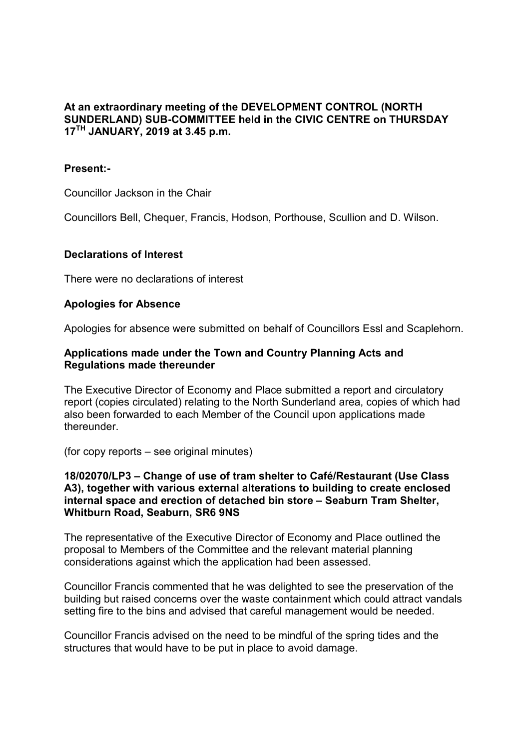**At an extraordinary meeting of the DEVELOPMENT CONTROL (NORTH SUNDERLAND) SUB-COMMITTEE held in the CIVIC CENTRE on THURSDAY 17TH JANUARY, 2019 at 3.45 p.m.**

**Present:-**

Councillor Jackson in the Chair

Councillors Bell, Chequer, Francis, Hodson, Porthouse, Scullion and D. Wilson.

**Declarations of Interest**

There were no declarations of interest

**Apologies for Absence**

Apologies for absence were submitted on behalf of Councillors Essl and Scaplehorn.

**Applications made under the Town and Country Planning Acts and Regulations made thereunder**

The Executive Director of Economy and Place submitted a report and circulatory report (copies circulated) relating to the North Sunderland area, copies of which had also been forwarded to each Member of the Council upon applications made thereunder.

(for copy reports – see original minutes)

**18/02070/LP3 – Change of use of tram shelter to Café/Restaurant (Use Class A3), together with various external alterations to building to create enclosed internal space and erection of detached bin store – Seaburn Tram Shelter, Whitburn Road, Seaburn, SR6 9NS**

The representative of the Executive Director of Economy and Place outlined the proposal to Members of the Committee and the relevant material planning considerations against which the application had been assessed.

Councillor Francis commented that he was delighted to see the preservation of the building but raised concerns over the waste containment which could attract vandals setting fire to the bins and advised that careful management would be needed.

Councillor Francis advised on the need to be mindful of the spring tides and the structures that would have to be put in place to avoid damage.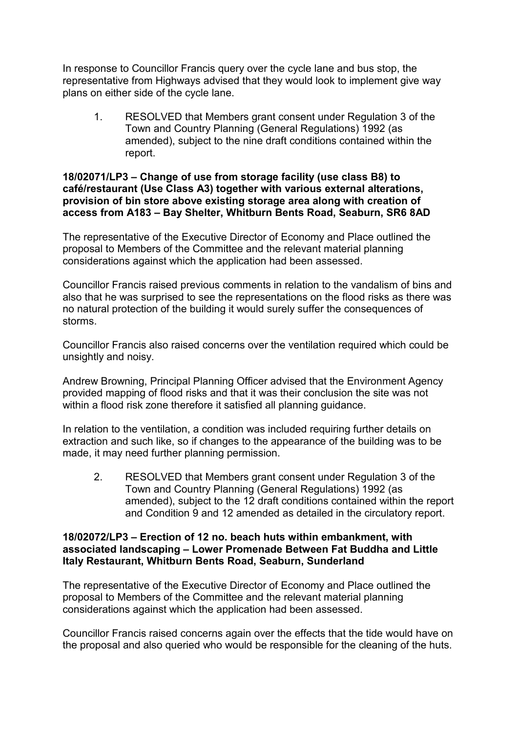In response to Councillor Francis query over the cycle lane and bus stop, the representative from Highways advised that they would look to implement give way plans on either side of the cycle lane.

1. RESOLVED that Members grant consent under Regulation 3 of the Town and Country Planning (General Regulations) 1992 (as amended), subject to the nine draft conditions contained within the report.

**18/02071/LP3 – Change of use from storage facility (use class B8) to café/restaurant (Use Class A3) together with various external alterations, provision of bin store above existing storage area along with creation of access from A183 – Bay Shelter, Whitburn Bents Road, Seaburn, SR6 8AD**

The representative of the Executive Director of Economy and Place outlined the proposal to Members of the Committee and the relevant material planning considerations against which the application had been assessed.

Councillor Francis raised previous comments in relation to the vandalism of bins and also that he was surprised to see the representations on the flood risks as there was no natural protection of the building it would surely suffer the consequences of storms.

Councillor Francis also raised concerns over the ventilation required which could be unsightly and noisy.

Andrew Browning, Principal Planning Officer advised that the Environment Agency provided mapping of flood risks and that it was their conclusion the site was not within a flood risk zone therefore it satisfied all planning guidance.

In relation to the ventilation, a condition was included requiring further details on extraction and such like, so if changes to the appearance of the building was to be made, it may need further planning permission.

2. RESOLVED that Members grant consent under Regulation 3 of the Town and Country Planning (General Regulations) 1992 (as amended), subject to the 12 draft conditions contained within the report and Condition 9 and 12 amended as detailed in the circulatory report.

**18/02072/LP3 – Erection of 12 no. beach huts within embankment, with associated landscaping – Lower Promenade Between Fat Buddha and Little Italy Restaurant, Whitburn Bents Road, Seaburn, Sunderland**

The representative of the Executive Director of Economy and Place outlined the proposal to Members of the Committee and the relevant material planning considerations against which the application had been assessed.

Councillor Francis raised concerns again over the effects that the tide would have on the proposal and also queried who would be responsible for the cleaning of the huts.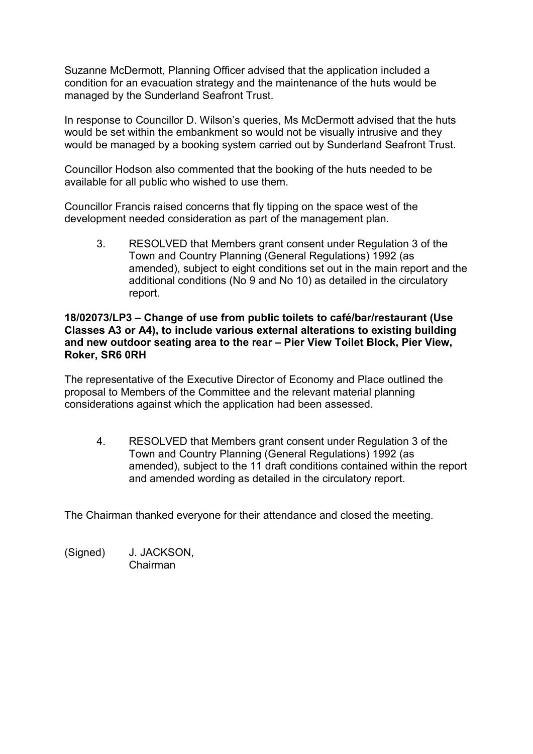Suzanne McDermott, Planning Officer advised that the application included a condition for an evacuation strategy and the maintenance of the huts would be managed by the Sunderland Seafront Trust.

In response to Councillor D. Wilson's queries, Ms McDermott advised that the huts would be set within the embankment so would not be visually intrusive and they would be managed by a booking system carried out by Sunderland Seafront Trust.

Councillor Hodson also commented that the booking of the huts needed to be available for all public who wished to use them.

Councillor Francis raised concerns that fly tipping on the space west of the development needed consideration as part of the management plan.

3. RESOLVED that Members grant consent under Regulation 3 of the Town and Country Planning (General Regulations) 1992 (as amended), subject to eight conditions set out in the main report and the additional conditions (No 9 and No 10) as detailed in the circulatory report.

**18/02073/LP3 – Change of use from public toilets to café/bar/restaurant (Use Classes A3 or A4), to include various external alterations to existing building and new outdoor seating area to the rear – Pier View Toilet Block, Pier View, Roker, SR6 0RH**

The representative of the Executive Director of Economy and Place outlined the proposal to Members of the Committee and the relevant material planning considerations against which the application had been assessed.

4. RESOLVED that Members grant consent under Regulation 3 of the Town and Country Planning (General Regulations) 1992 (as amended), subject to the 11 draft conditions contained within the report and amended wording as detailed in the circulatory report.

The Chairman thanked everyone for their attendance and closed the meeting.

(Signed) J. JACKSON,
Chairman